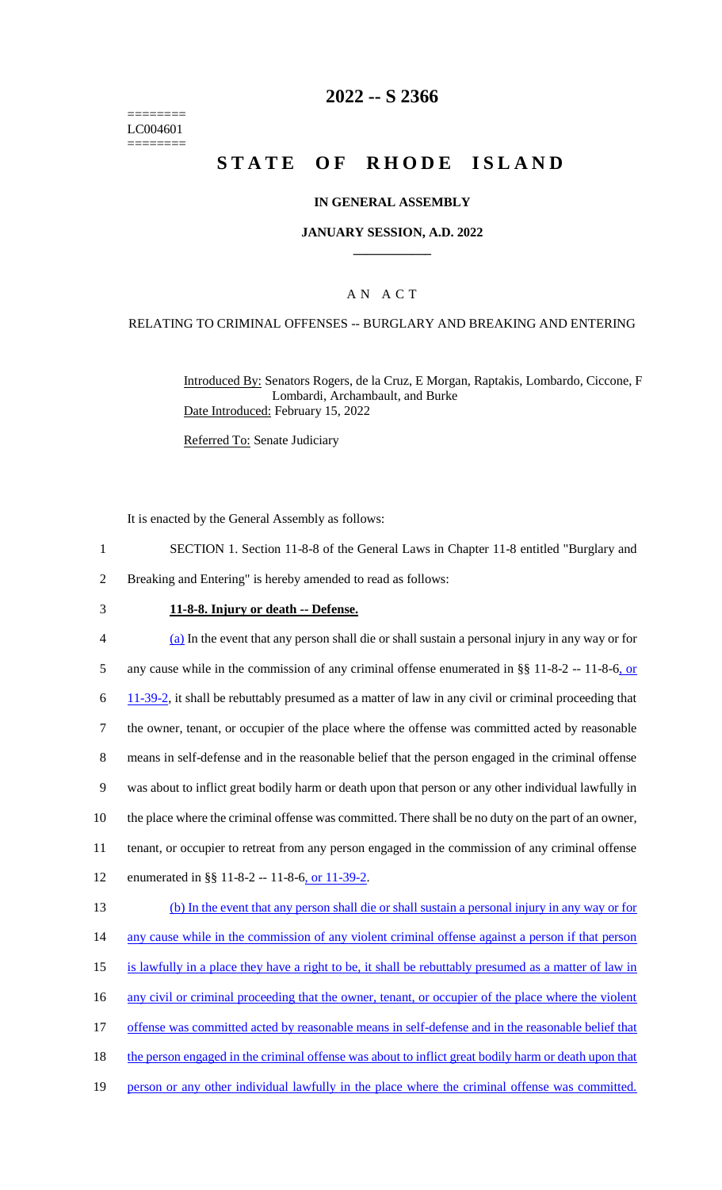========
LC004601
========

# 2022 -- S 2366

# STATE OF RHODE ISLAND

## IN GENERAL ASSEMBLY

### JANUARY SESSION, A.D. 2022

## A N A C T

RELATING TO CRIMINAL OFFENSES -- BURGLARY AND BREAKING AND ENTERING

Introduced By: Senators Rogers, de la Cruz, E Morgan, Raptakis, Lombardo, Ciccone, F Lombardi, Archambault, and Burke

Date Introduced: February 15, 2022

Referred To: Senate Judiciary

It is enacted by the General Assembly as follows:

1 SECTION 1. Section 11-8-8 of the General Laws in Chapter 11-8 entitled "Burglary and
2 Breaking and Entering" is hereby amended to read as follows:

3 **11-8-8. Injury or death -- Defense.**

4 (a) In the event that any person shall die or shall sustain a personal injury in any way or for
5 any cause while in the commission of any criminal offense enumerated in §§ 11-8-2 -- 11-8-6, or
6 11-39-2, it shall be rebuttably presumed as a matter of law in any civil or criminal proceeding that
7 the owner, tenant, or occupier of the place where the offense was committed acted by reasonable
8 means in self-defense and in the reasonable belief that the person engaged in the criminal offense
9 was about to inflict great bodily harm or death upon that person or any other individual lawfully in
10 the place where the criminal offense was committed. There shall be no duty on the part of an owner,
11 tenant, or occupier to retreat from any person engaged in the commission of any criminal offense
12 enumerated in §§ 11-8-2 -- 11-8-6, or 11-39-2.

13 (b) In the event that any person shall die or shall sustain a personal injury in any way or for
14 any cause while in the commission of any violent criminal offense against a person if that person
15 is lawfully in a place they have a right to be, it shall be rebuttably presumed as a matter of law in
16 any civil or criminal proceeding that the owner, tenant, or occupier of the place where the violent
17 offense was committed acted by reasonable means in self-defense and in the reasonable belief that
18 the person engaged in the criminal offense was about to inflict great bodily harm or death upon that
19 person or any other individual lawfully in the place where the criminal offense was committed.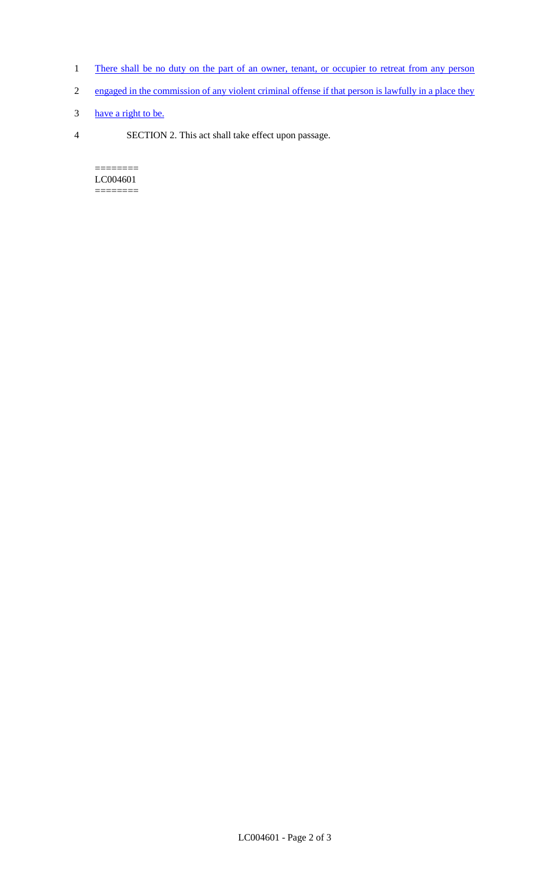There shall be no duty on the part of an owner, tenant, or occupier to retreat from any person engaged in the commission of any violent criminal offense if that person is lawfully in a place they have a right to be.

SECTION 2. This act shall take effect upon passage.

========
LC004601
========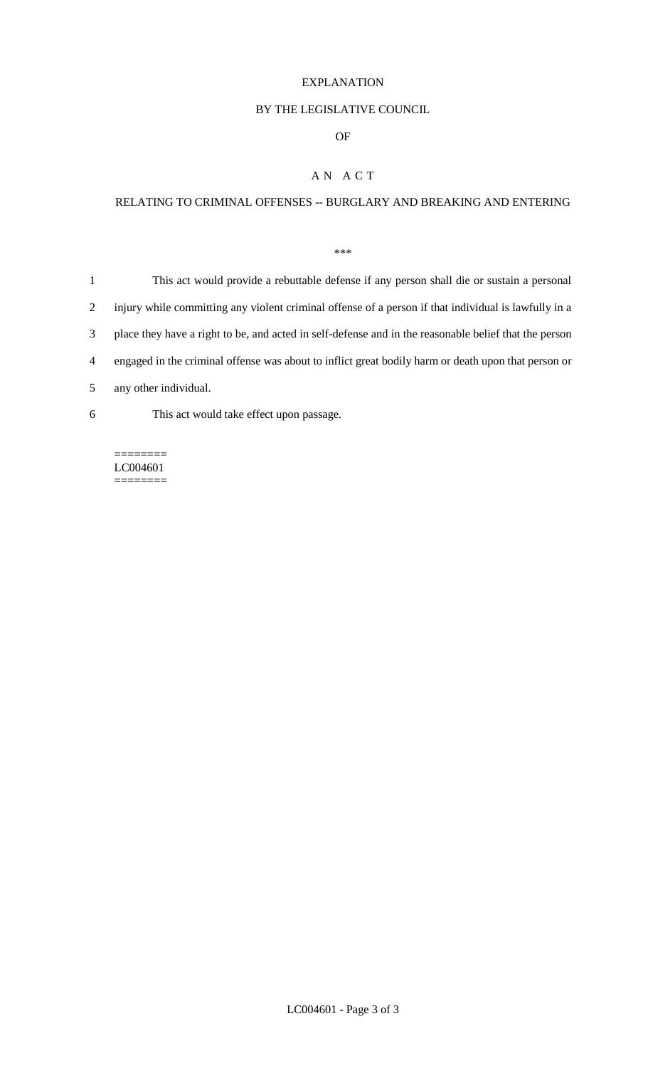EXPLANATION

BY THE LEGISLATIVE COUNCIL

OF

A N A C T

RELATING TO CRIMINAL OFFENSES -- BURGLARY AND BREAKING AND ENTERING

\*\*\*

1 This act would provide a rebuttable defense if any person shall die or sustain a personal
2 injury while committing any violent criminal offense of a person if that individual is lawfully in a
3 place they have a right to be, and acted in self-defense and in the reasonable belief that the person
4 engaged in the criminal offense was about to inflict great bodily harm or death upon that person or
5 any other individual.
6 This act would take effect upon passage.

========
LC004601
========